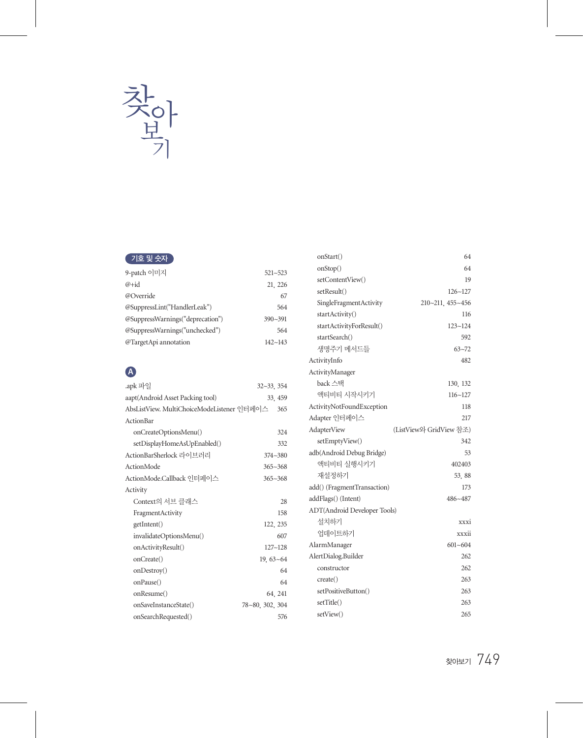# 찾아보기

## 기호 및 숫자

9-patch 이미지 521~523
@+id 21, 226
@Override 67
@SuppressLint("HandlerLeak") 564
@SuppressWarnings("deprecation") 390~391
@SuppressWarnings("unchecked") 564
@TargetApi annotation 142~143

## A

.apk 파일 32~33, 354
aapt(Android Asset Packing tool) 33, 459
AbsListView. MultiChoiceModeListener 인터페이스 365
ActionBar
- onCreateOptionsMenu() 324
- setDisplayHomeAsUpEnabled() 332

ActionBarSherlock 라이브러리 374~380
ActionMode 365~368
ActionMode.Callback 인터페이스 365~368
Activity
- Context의 서브 클래스 28
- FragmentActivity 158
- getIntent() 122, 235
- invalidateOptionsMenu() 607
- onActivityResult() 127~128
- onCreate() 19, 63~64
- onDestroy() 64
- onPause() 64
- onResume() 64, 241
- onSaveInstanceState() 78~80, 302, 304
- onSearchRequested() 576
- onStart() 64
- onStop() 64
- setContentView() 19
- setResult() 126~127
- SingleFragmentActivity 210~211, 455~456
- startActivity() 116
- startActivityForResult() 123~124
- startSearch() 592
- 생명주기 메서드들 63~72

ActivityInfo 482
ActivityManager
- back 스택 130, 132
- 액티비티 시작시키기 116~127

ActivityNotFoundException 118
Adapter 인터페이스 217
AdapterView (ListView와 GridView 참조)
- setEmptyView() 342

adb(Android Debug Bridge) 53
- 액티비티 실행시키기 402403
- 재설정하기 53, 88

add() (FragmentTransaction) 173
addFlags() (Intent) 486~487
ADT(Android Developer Tools)
- 설치하기 xxxi
- 업데이트하기 xxxii

AlarmManager 601~604
AlertDialog.Builder 262
- constructor 262
- create() 263
- setPositiveButton() 263
- setTitle() 263
- setView() 265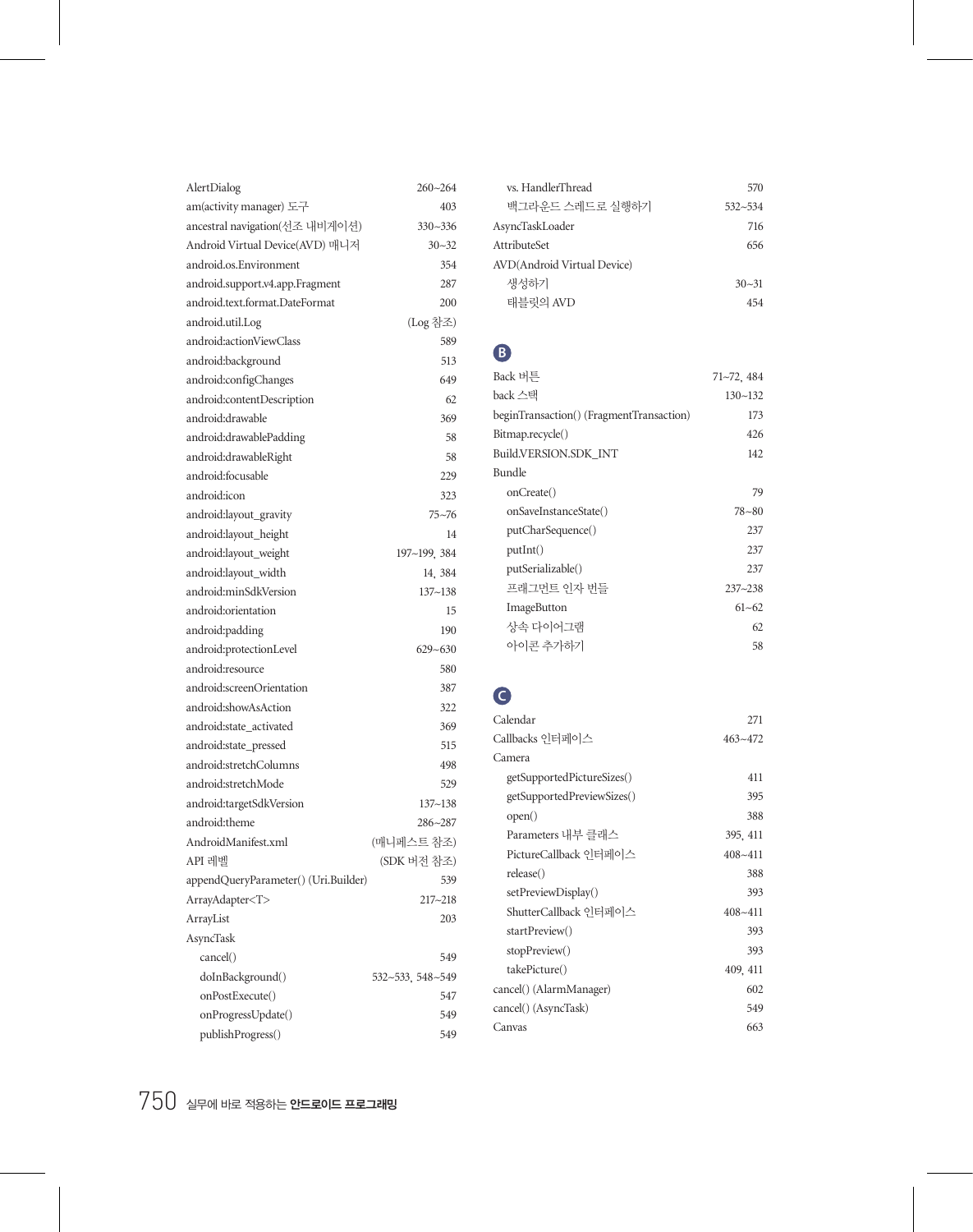AlertDialog 260~264
am(activity manager) 도구 403
ancestral navigation(선조 내비게이션) 330~336
Android Virtual Device(AVD) 매니저 30~32
android.os.Environment 354
android.support.v4.app.Fragment 287
android.text.format.DateFormat 200
android.util.Log (Log 참조)
android:actionViewClass 589
android:background 513
android:configChanges 649
android:contentDescription 62
android:drawable 369
android:drawablePadding 58
android:drawableRight 58
android:focusable 229
android:icon 323
android:layout_gravity 75~76
android:layout_height 14
android:layout_weight 197~199, 384
android:layout_width 14, 384
android:minSdkVersion 137~138
android:orientation 15
android:padding 190
android:protectionLevel 629~630
android:resource 580
android:screenOrientation 387
android:showAsAction 322
android:state_activated 369
android:state_pressed 515
android:stretchColumns 498
android:stretchMode 529
android:targetSdkVersion 137~138
android:theme 286~287
AndroidManifest.xml (매니페스트 참조)
API 레벨 (SDK 버전 참조)
appendQueryParameter() (Uri.Builder) 539
ArrayAdapter<T> 217~218
ArrayList 203
AsyncTask
- cancel() 549
- doInBackground() 532~533, 548~549
- onPostExecute() 547
- onProgressUpdate() 549
- publishProgress() 549
- vs. HandlerThread 570
- 백그라운드 스레드로 실행하기 532~534

AsyncTaskLoader 716
AttributeSet 656
AVD(Android Virtual Device)
- 생성하기 30~31
- 태블릿의 AVD 454

## B

Back 버튼 71~72, 484
back 스택 130~132
beginTransaction() (FragmentTransaction) 173
Bitmap.recycle() 426
Build.VERSION.SDK_INT 142
Bundle
- onCreate() 79
- onSaveInstanceState() 78~80
- putCharSequence() 237
- putInt() 237
- putSerializable() 237
- 프래그먼트 인자 번들 237~238
- ImageButton 61~62
- 상속 다이어그램 62
- 아이콘 추가하기 58

## C

Calendar 271
Callbacks 인터페이스 463~472
Camera
- getSupportedPictureSizes() 411
- getSupportedPreviewSizes() 395
- open() 388
- Parameters 내부 클래스 395, 411
- PictureCallback 인터페이스 408~411
- release() 388
- setPreviewDisplay() 393
- ShutterCallback 인터페이스 408~411
- startPreview() 393
- stopPreview() 393
- takePicture() 409, 411

cancel() (AlarmManager) 602
cancel() (AsyncTask) 549
Canvas 663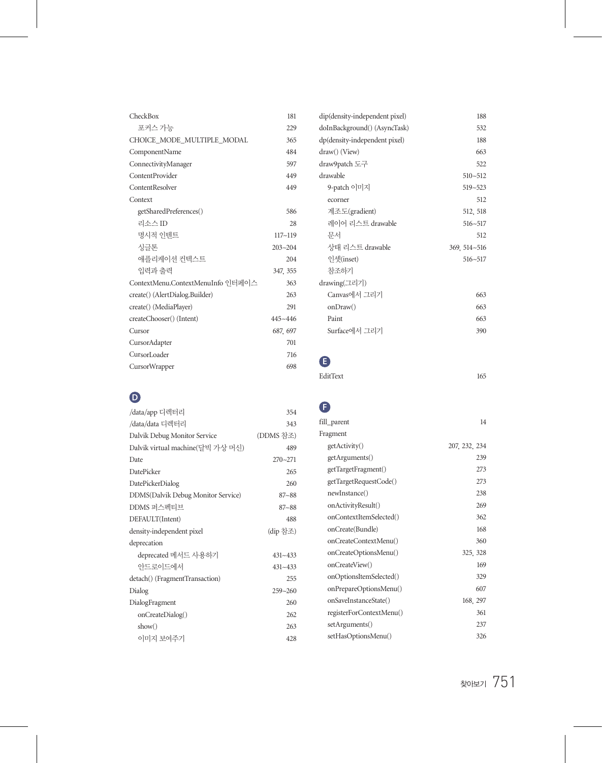CheckBox 181
- 포커스 가능 229

CHOICE_MODE_MULTIPLE_MODAL 365
ComponentName 484
ConnectivityManager 597
ContentProvider 449
ContentResolver 449
Context
- getSharedPreferences() 586
- 리소스 ID 28
- 명시적 인텐트 117~119
- 싱글톤 203~204
- 애플리케이션 컨텍스트 204
- 입력과 출력 347, 355

ContextMenu.ContextMenuInfo 인터페이스 363
create() (AlertDialog.Builder) 263
create() (MediaPlayer) 291
createChooser() (Intent) 445~446
Cursor 687, 697
CursorAdapter 701
CursorLoader 716
CursorWrapper 698

## D

/data/app 디렉터리 354
/data/data 디렉터리 343
Dalvik Debug Monitor Service (DDMS 참조)
Dalvik virtual machine(달빅 가상 머신) 489
Date 270~271
DatePicker 265
DatePickerDialog 260
DDMS(Dalvik Debug Monitor Service) 87~88
DDMS 퍼스펙티브 87~88
DEFAULT(Intent) 488
density-independent pixel (dip 참조)
deprecation
- deprecated 메서드 사용하기 431~433
- 안드로이드에서 431~433

detach() (FragmentTransaction) 255
Dialog 259~260
DialogFragment 260
- onCreateDialog() 262
- show() 263
- 이미지 보여주기 428

dip(density-independent pixel) 188
doInBackground() (AsyncTask) 532
dp(density-independent pixel) 188
draw() (View) 663
draw9patch 도구 522
drawable 510~512
- 9-patch 이미지 519~523
- ecorner 512
- 계조도(gradient) 512, 518
- 레이어 리스트 drawable 516~517
- 문서 512
- 상태 리스트 drawable 369, 514~516
- 인셋(inset) 516~517
- 참조하기

drawing(그리기)
- Canvas에서 그리기 663
- onDraw() 663
- Paint 663
- Surface에서 그리기 390

## E

EditText 165

## F

fill_parent 14
Fragment
- getActivity() 207, 232, 234
- getArguments() 239
- getTargetFragment() 273
- getTargetRequestCode() 273
- newInstance() 238
- onActivityResult() 269
- onContextItemSelected() 362
- onCreate(Bundle) 168
- onCreateContextMenu() 360
- onCreateOptionsMenu() 325, 328
- onCreateView() 169
- onOptionsItemSelected() 329
- onPrepareOptionsMenu() 607
- onSaveInstanceState() 168, 297
- registerForContextMenu() 361
- setArguments() 237
- setHasOptionsMenu() 326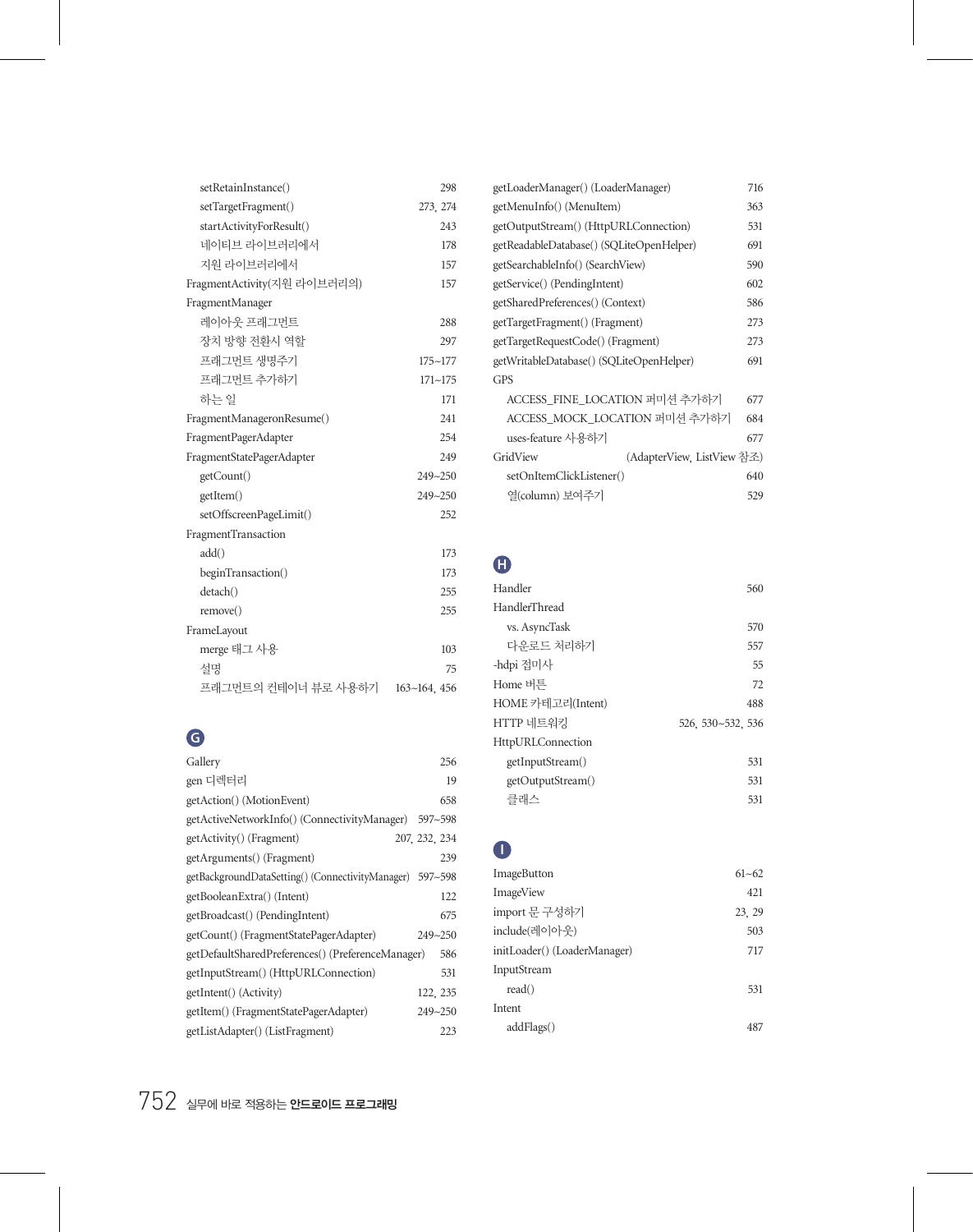setRetainInstance() 298
setTargetFragment() 273, 274
startActivityForResult() 243
네이티브 라이브러리에서 178
지원 라이브러리에서 157

FragmentActivity(지원 라이브러리의) 157

FragmentManager
- 레이아웃 프래그먼트 288
- 장치 방향 전환시 역할 297
- 프래그먼트 생명주기 175~177
- 프래그먼트 추가하기 171~175
- 하는 일 171

FragmentManageronResume() 241

FragmentPagerAdapter 254

FragmentStatePagerAdapter 249
- getCount() 249~250
- getItem() 249~250
- setOffscreenPageLimit() 252

FragmentTransaction
- add() 173
- beginTransaction() 173
- detach() 255
- remove() 255

FrameLayout
- merge 태그 사용 103
- 설명 75
- 프래그먼트의 컨테이너 뷰로 사용하기 163~164, 456

## G

Gallery 256

gen 디렉터리 19

getAction() (MotionEvent) 658

getActiveNetworkInfo() (ConnectivityManager) 597~598

getActivity() (Fragment) 207, 232, 234

getArguments() (Fragment) 239

getBackgroundDataSetting() (ConnectivityManager) 597~598

getBooleanExtra() (Intent) 122

getBroadcast() (PendingIntent) 675

getCount() (FragmentStatePagerAdapter) 249~250

getDefaultSharedPreferences() (PreferenceManager) 586

getInputStream() (HttpURLConnection) 531

getIntent() (Activity) 122, 235

getItem() (FragmentStatePagerAdapter) 249~250

getListAdapter() (ListFragment) 223

getLoaderManager() (LoaderManager) 716

getMenuInfo() (MenuItem) 363

getOutputStream() (HttpURLConnection) 531

getReadableDatabase() (SQLiteOpenHelper) 691

getSearchableInfo() (SearchView) 590

getService() (PendingIntent) 602

getSharedPreferences() (Context) 586

getTargetFragment() (Fragment) 273

getTargetRequestCode() (Fragment) 273

getWritableDatabase() (SQLiteOpenHelper) 691

GPS
- ACCESS_FINE_LOCATION 퍼미션 추가하기 677
- ACCESS_MOCK_LOCATION 퍼미션 추가하기 684
- uses-feature 사용하기 677

GridView (AdapterView, ListView 참조)
- setOnItemClickListener() 640
- 열(column) 보여주기 529

## H

Handler 560

HandlerThread
- vs. AsyncTask 570
- 다운로드 처리하기 557

-hdpi 접미사 55

Home 버튼 72

HOME 카테고리(Intent) 488

HTTP 네트워킹 526, 530~532, 536

HttpURLConnection
- getInputStream() 531
- getOutputStream() 531
- 클래스 531

## I

ImageButton 61~62

ImageView 421

import 문 구성하기 23, 29

include(레이아웃) 503

initLoader() (LoaderManager) 717

InputStream
- read() 531

Intent
- addFlags() 487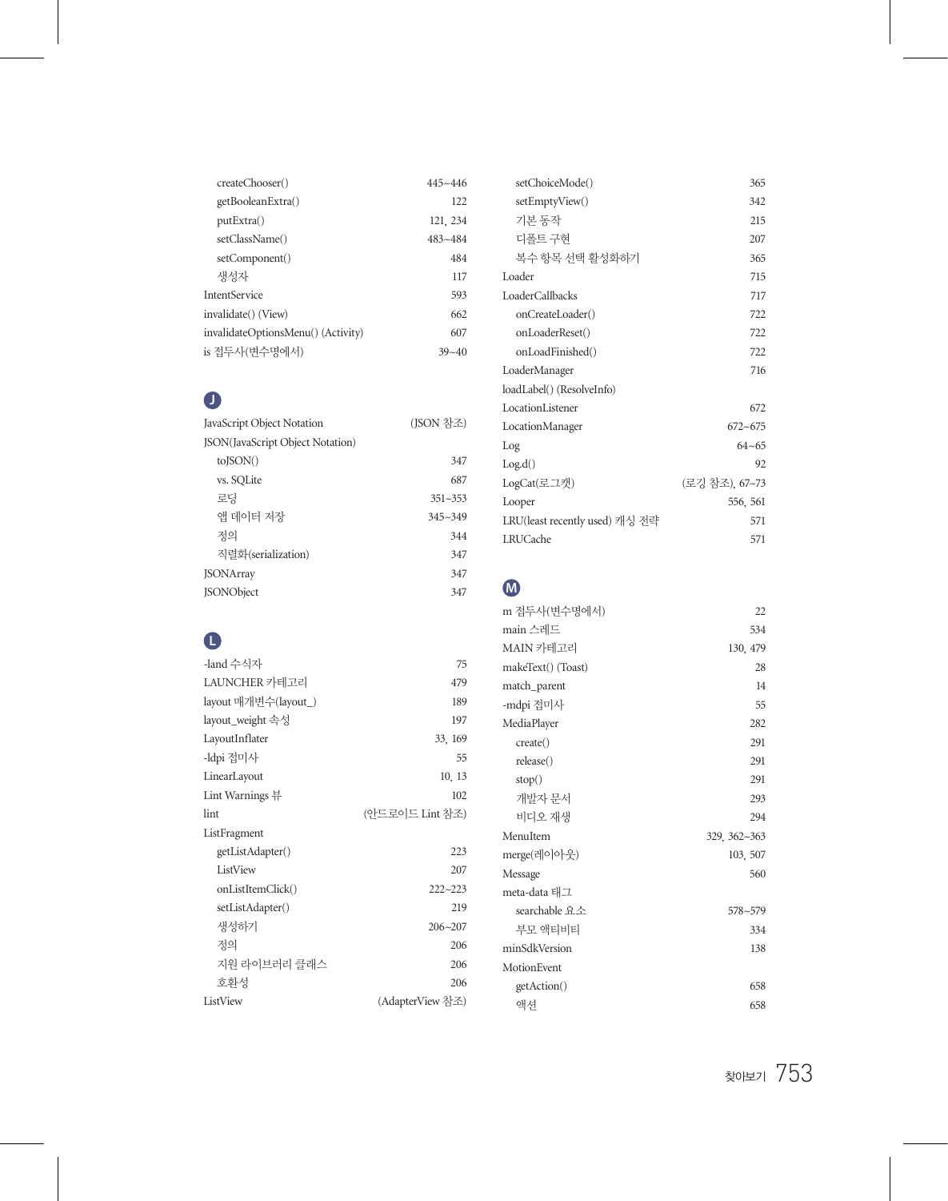createChooser() 445~446
getBooleanExtra() 122
putExtra() 121, 234
setClassName() 483~484
setComponent() 484
생성자 117

IntentService 593

invalidate() (View) 662

invalidateOptionsMenu() (Activity) 607

is 접두사(변수명에서) 39~40

## J

JavaScript Object Notation (JSON 참조)

JSON(JavaScript Object Notation)

toJSON() 347
vs. SQLite 687
로딩 351~353
앱 데이터 저장 345~349
정의 344
직렬화(serialization) 347

JSONArray 347

JSONObject 347

## L

-land 수식자 75

LAUNCHER 카테고리 479

layout 매개변수(layout_) 189

layout_weight 속성 197

LayoutInflater 33, 169

-ldpi 접미사 55

LinearLayout 10, 13

Lint Warnings 뷰 102

lint (안드로이드 Lint 참조)

ListFragment

getListAdapter() 223
ListView 207
onListItemClick() 222~223
setListAdapter() 219
생성하기 206~207
정의 206
지원 라이브러리 클래스 206
호환성 206

ListView (AdapterView 참조)

setChoiceMode() 365
setEmptyView() 342
기본 동작 215
디폴트 구현 207
복수 항목 선택 활성화하기 365

Loader 715

LoaderCallbacks 717

onCreateLoader() 722
onLoaderReset() 722
onLoadFinished() 722

LoaderManager 716

loadLabel() (ResolveInfo)

LocationListener 672

LocationManager 672~675

Log 64~65

Log.d() 92

LogCat(로그캣) (로깅 참조), 67~73

Looper 556, 561

LRU(least recently used) 캐싱 전략 571

LRUCache 571

## M

m 접두사(변수명에서) 22

main 스레드 534

MAIN 카테고리 130, 479

makeText() (Toast) 28

match_parent 14

-mdpi 접미사 55

MediaPlayer 282

create() 291
release() 291
stop() 291
개발자 문서 293
비디오 재생 294

MenuItem 329, 362~363

merge(레이아웃) 103, 507

Message 560

meta-data 태그

searchable 요소 578~579
부모 액티비티 334

minSdkVersion 138

MotionEvent

getAction() 658
액션 658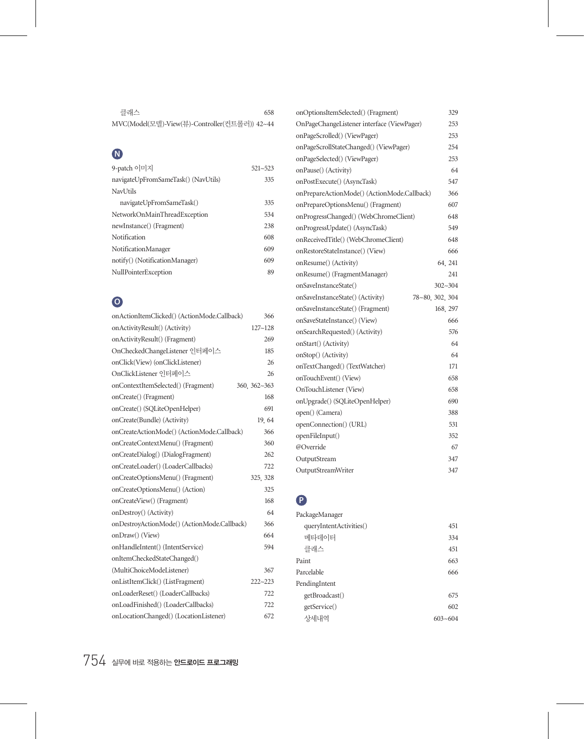클래스 658
MVC(Model(모델)-View(뷰)-Controller(컨트롤러)) 42~44

## N

9-patch 이미지 521~523
navigateUpFromSameTask() (NavUtils) 335
NavUtils
 navigateUpFromSameTask() 335
NetworkOnMainThreadException 534
newInstance() (Fragment) 238
Notification 608
NotificationManager 609
notify() (NotificationManager) 609
NullPointerException 89

## O

onActionItemClicked() (ActionMode.Callback) 366
onActivityResult() (Activity) 127~128
onActivityResult() (Fragment) 269
OnCheckedChangeListener 인터페이스 185
onClick(View) (onClickListener) 26
OnClickListener 인터페이스 26
onContextItemSelected() (Fragment) 360, 362~363
onCreate() (Fragment) 168
onCreate() (SQLiteOpenHelper) 691
onCreate(Bundle) (Activity) 19, 64
onCreateActionMode() (ActionMode.Callback) 366
onCreateContextMenu() (Fragment) 360
onCreateDialog() (DialogFragment) 262
onCreateLoader() (LoaderCallbacks) 722
onCreateOptionsMenu() (Fragment) 325, 328
onCreateOptionsMenu() (Action) 325
onCreateView() (Fragment) 168
onDestroy() (Activity) 64
onDestroyActionMode() (ActionMode.Callback) 366
onDraw() (View) 664
onHandleIntent() (IntentService) 594
onItemCheckedStateChanged()
(MultiChoiceModeListener) 367
onListItemClick() (ListFragment) 222~223
onLoaderReset() (LoaderCallbacks) 722
onLoadFinished() (LoaderCallbacks) 722
onLocationChanged() (LocationListener) 672
onOptionsItemSelected() (Fragment) 329
OnPageChangeListener interface (ViewPager) 253
onPageScrolled() (ViewPager) 253
onPageScrollStateChanged() (ViewPager) 254
onPageSelected() (ViewPager) 253
onPause() (Activity) 64
onPostExecute() (AsyncTask) 547
onPrepareActionMode() (ActionMode.Callback) 366
onPrepareOptionsMenu() (Fragment) 607
onProgressChanged() (WebChromeClient) 648
onProgressUpdate() (AsyncTask) 549
onReceivedTitle() (WebChromeClient) 648
onRestoreStateInstance() (View) 666
onResume() (Activity) 64, 241
onResume() (FragmentManager) 241
onSaveInstanceState() 302~304
onSaveInstanceState() (Activity) 78~80, 302, 304
onSaveInstanceState() (Fragment) 168, 297
onSaveStateInstance() (View) 666
onSearchRequested() (Activity) 576
onStart() (Activity) 64
onStop() (Activity) 64
onTextChanged() (TextWatcher) 171
onTouchEvent() (View) 658
OnTouchListener (View) 658
onUpgrade() (SQLiteOpenHelper) 690
open() (Camera) 388
openConnection() (URL) 531
openFileInput() 352
@Override 67
OutputStream 347
OutputStreamWriter 347

## P

PackageManager
 queryIntentActivities() 451
 메타데이터 334
 클래스 451
Paint 663
Parcelable 666
PendingIntent
 getBroadcast() 675
 getService() 602
 상세내역 603~604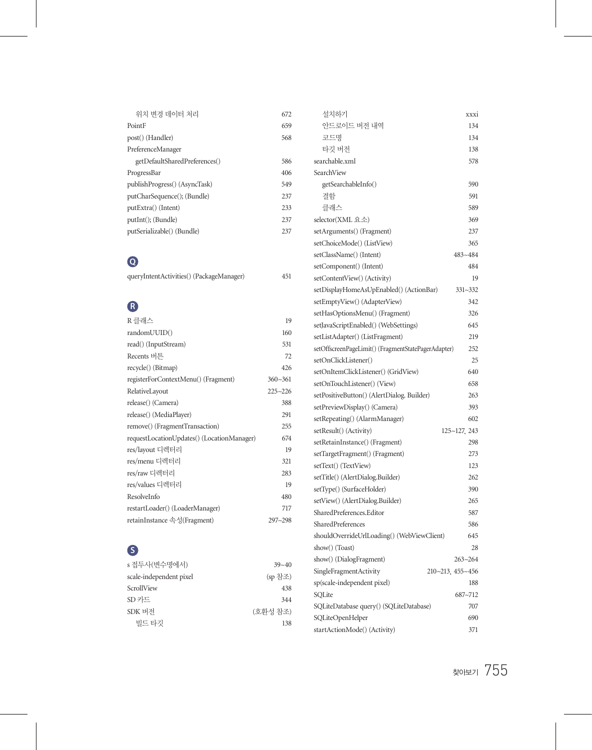위치 변경 데이터 처리 672
PointF 659
post() (Handler) 568
PreferenceManager
getDefaultSharedPreferences() 586
ProgressBar 406
publishProgress() (AsyncTask) 549
putCharSequence(); (Bundle) 237
putExtra() (Intent) 233
putInt(); (Bundle) 237
putSerializable() (Bundle) 237

## Q

queryIntentActivities() (PackageManager) 451

## R

R 클래스 19
randomUUID() 160
read() (InputStream) 531
Recents 버튼 72
recycle() (Bitmap) 426
registerForContextMenu() (Fragment) 360~361
RelativeLayout 225~226
release() (Camera) 388
release() (MediaPlayer) 291
remove() (FragmentTransaction) 255
requestLocationUpdates() (LocationManager) 674
res/layout 디렉터리 19
res/menu 디렉터리 321
res/raw 디렉터리 283
res/values 디렉터리 19
ResolveInfo 480
restartLoader() (LoaderManager) 717
retainInstance 속성(Fragment) 297~298

## S

s 접두사(변수명에서) 39~40
scale-independent pixel (sp 참조)
ScrollView 438
SD 카드 344
SDK 버전 (호환성 참조)
빌드 타깃 138
설치하기 xxxi
안드로이드 버전 내역 134
코드명 134
타깃 버전 138
searchable.xml 578
SearchView
getSearchableInfo() 590
결합 591
클래스 589
selector(XML 요소) 369
setArguments() (Fragment) 237
setChoiceMode() (ListView) 365
setClassName() (Intent) 483~484
setComponent() (Intent) 484
setContentView() (Activity) 19
setDisplayHomeAsUpEnabled() (ActionBar) 331~332
setEmptyView() (AdapterView) 342
setHasOptionsMenu() (Fragment) 326
setJavaScriptEnabled() (WebSettings) 645
setListAdapter() (ListFragment) 219
setOffscreenPageLimit() (FragmentStatePagerAdapter) 252
setOnClickListener() 25
setOnItemClickListener() (GridView) 640
setOnTouchListener() (View) 658
setPositiveButton() (AlertDialog. Builder) 263
setPreviewDisplay() (Camera) 393
setRepeating() (AlarmManager) 602
setResult() (Activity) 125~127, 243
setRetainInstance() (Fragment) 298
setTargetFragment() (Fragment) 273
setText() (TextView) 123
setTitle() (AlertDialog.Builder) 262
setType() (SurfaceHolder) 390
setView() (AlertDialog.Builder) 265
SharedPreferences.Editor 587
SharedPreferences 586
shouldOverrideUrlLoading() (WebViewClient) 645
show() (Toast) 28
show() (DialogFragment) 263~264
SingleFragmentActivity 210~213, 455~456
sp(scale-independent pixel) 188
SQLite 687~712
SQLiteDatabase query() (SQLiteDatabase) 707
SQLiteOpenHelper 690
startActionMode() (Activity) 371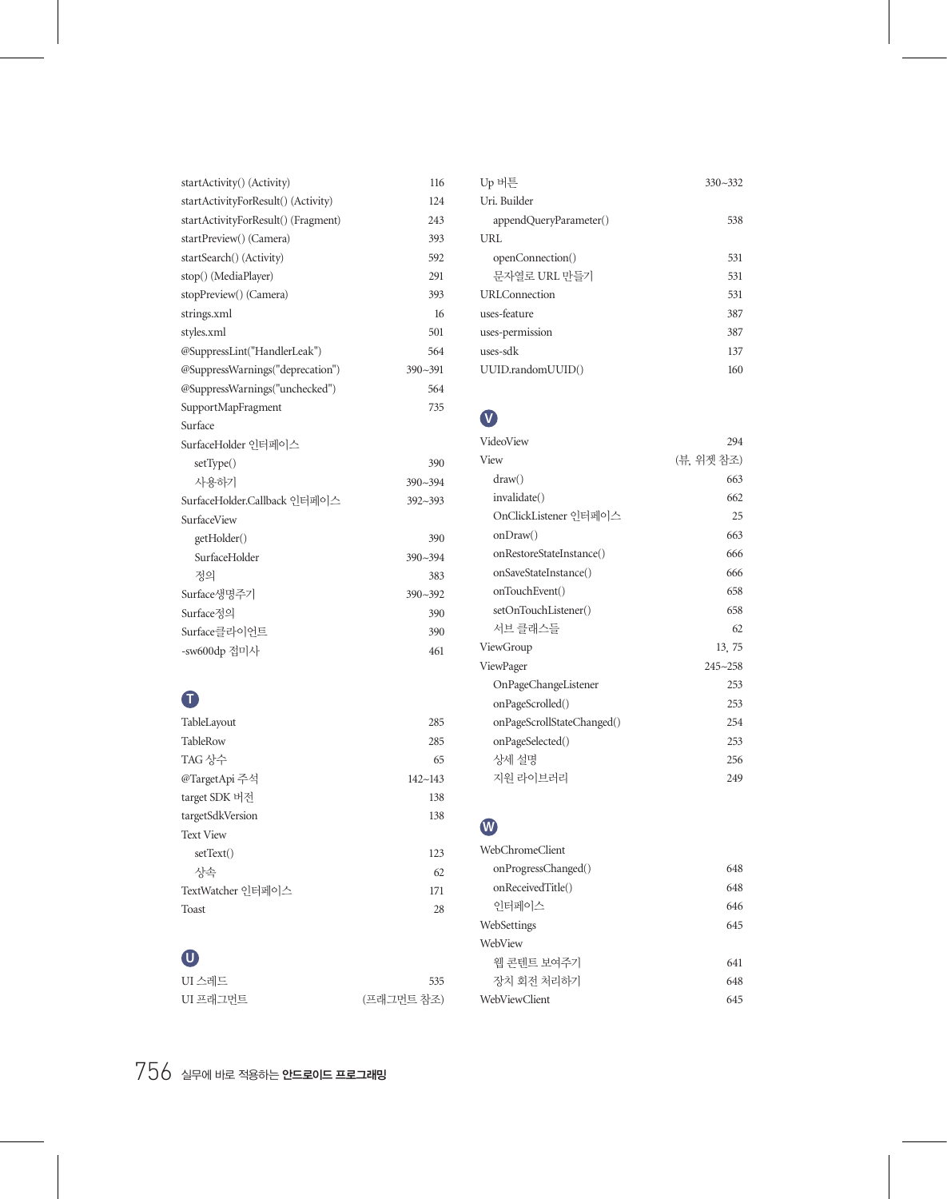startActivity() (Activity) 116
startActivityForResult() (Activity) 124
startActivityForResult() (Fragment) 243
startPreview() (Camera) 393
startSearch() (Activity) 592
stop() (MediaPlayer) 291
stopPreview() (Camera) 393
strings.xml 16
styles.xml 501
@SuppressLint("HandlerLeak") 564
@SuppressWarnings("deprecation") 390~391
@SuppressWarnings("unchecked") 564
SupportMapFragment 735
Surface
SurfaceHolder 인터페이스
  setType() 390
  사용하기 390~394
SurfaceHolder.Callback 인터페이스 392~393
SurfaceView
  getHolder() 390
  SurfaceHolder 390~394
  정의 383
Surface생명주기 390~392
Surface정의 390
Surface클라이언트 390
-sw600dp 접미사 461

## T

TableLayout 285
TableRow 285
TAG 상수 65
@TargetApi 주석 142~143
target SDK 버전 138
targetSdkVersion 138
Text View
  setText() 123
  상속 62
TextWatcher 인터페이스 171
Toast 28

## U

UI 스레드 535
UI 프래그먼트 (프래그먼트 참조)
Up 버튼 330~332
Uri. Builder
  appendQueryParameter() 538
URL
  openConnection() 531
  문자열로 URL 만들기 531
URLConnection 531
uses-feature 387
uses-permission 387
uses-sdk 137
UUID.randomUUID() 160

## V

VideoView 294
View (뷰, 위젯 참조)
  draw() 663
  invalidate() 662
  OnClickListener 인터페이스 25
  onDraw() 663
  onRestoreStateInstance() 666
  onSaveStateInstance() 666
  onTouchEvent() 658
  setOnTouchListener() 658
  서브 클래스들 62
ViewGroup 13, 75
ViewPager 245~258
  OnPageChangeListener 253
  onPageScrolled() 253
  onPageScrollStateChanged() 254
  onPageSelected() 253
  상세 설명 256
  지원 라이브러리 249

## W

WebChromeClient
  onProgressChanged() 648
  onReceivedTitle() 648
  인터페이스 646
WebSettings 645
WebView
  웹 콘텐트 보여주기 641
  장치 회전 처리하기 648
WebViewClient 645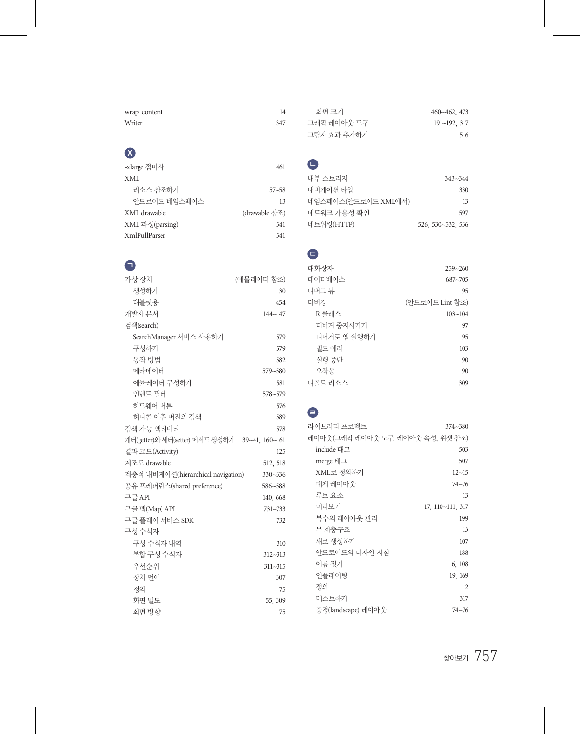wrap_content 14
Writer 347

## X

-xlarge 접미사 461
XML
- 리소스 참조하기 57~58
- 안드로이드 네임스페이스 13

XML drawable (drawable 참조)
XML 파싱(parsing) 541
XmlPullParser 541

## ㄱ

가상 장치 (에뮬레이터 참조)
- 생성하기 30
- 태블릿용 454

개발자 문서 144~147
검색(search)
- SearchManager 서비스 사용하기 579
- 구성하기 579
- 동작 방법 582
- 메타데이터 579~580
- 에뮬레이터 구성하기 581
- 인텐트 필터 578~579
- 하드웨어 버튼 576
- 허니콤 이후 버전의 검색 589

검색 가능 액티비티 578
게터(getter)와 세터(setter) 메서드 생성하기 39~41, 160~161
결과 코드(Activity) 125
계조도 drawable 512, 518
계층적 내비게이션(hierarchical navigation) 330~336
공유 프레퍼런스(shared preference) 586~588
구글 API 140, 668
구글 맵(Map) API 731~733
구글 플레이 서비스 SDK 732
구성 수식자
- 구성 수식자 내역 310
- 복합 구성 수식자 312~313
- 우선순위 311~315
- 장치 언어 307
- 정의 75
- 화면 밀도 55, 309
- 화면 방향 75
- 화면 크기 460~462, 473

그래픽 레이아웃 도구 191~192, 317
그림자 효과 추가하기 516

## ㄴ

내부 스토리지 343~344
내비게이션 타입 330
네임스페이스(안드로이드 XML에서) 13
네트워크 가용성 확인 597
네트워킹(HTTP) 526, 530~532, 536

## ㄷ

대화상자 259~260
데이터베이스 687~705
디버그 뷰 95
디버깅 (안드로이드 Lint 참조)
- R 클래스 103~104
- 디버거 중지시키기 97
- 디버거로 앱 실행하기 95
- 빌드 에러 103
- 실행 중단 90
- 오작동 90

디폴트 리소스 309

## ㄹ

라이브러리 프로젝트 374~380
레이아웃(그래픽 레이아웃 도구, 레이아웃 속성, 위젯 참조)
- include 태그 503
- merge 태그 507
- XML로 정의하기 12~15
- 대체 레이아웃 74~76
- 루트 요소 13
- 미리보기 17, 110~111, 317
- 복수의 레이아웃 관리 199
- 뷰 계층구조 13
- 새로 생성하기 107
- 안드로이드의 디자인 지침 188
- 이름 짓기 6, 108
- 인플레이팅 19, 169
- 정의 2
- 테스트하기 317
- 풍경(landscape) 레이아웃 74~76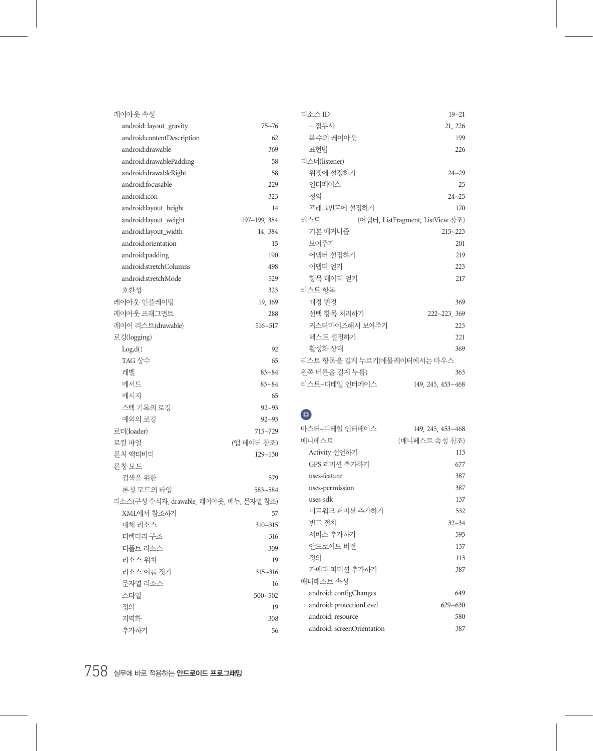레이아웃 속성
- android: layout_gravity 75~76
- android:contentDescription 62
- android:drawable 369
- android:drawablePadding 58
- android:drawableRight 58
- android:focusable 229
- android:icon 323
- android:layout_height 14
- android:layout_weight 197~199, 384
- android:layout_width 14, 384
- android:orientation 15
- android:padding 190
- android:stretchColumns 498
- android:stretchMode 529
- 호환성 323

레이아웃 인플레이팅 19, 169

레이아웃 프래그먼트 288

레이어 리스트(drawable) 516~517

로깅(logging)
- Log.d() 92
- TAG 상수 65
- 레벨 83~84
- 메서드 83~84
- 메시지 65
- 스택 기록의 로깅 92~93
- 예외의 로깅 92~93

로더(loader) 715~729

로컬 파일 (앱 데이터 참조)

론처 액티비티 129~130

론칭 모드
- 검색을 위한 579
- 론칭 모드의 타입 583~584

리소스(구성 수식자, drawable, 레이아웃, 메뉴, 문자열 참조)
- XML에서 참조하기 57
- 대체 리소스 310~315
- 디렉터리 구조 316
- 디폴트 리소스 309
- 리소스 위치 19
- 리소스 이름 짓기 315~316
- 문자열 리소스 16
- 스타일 500~502
- 정의 19
- 지역화 308
- 추가하기 56

리소스 ID 19~21
- + 접두사 21, 226
- 복수의 레이아웃 199
- 표현법 226

리스너(listener)
- 위젯에 설정하기 24~29
- 인터페이스 25
- 정의 24~25
- 프래그먼트에 설정하기 170

리스트 (어댑터, ListFragment, ListView 참조)
- 기본 메커니즘 215~223
- 보여주기 201
- 어댑터 설정하기 219
- 어댑터 얻기 223
- 항목 데이터 얻기 217

리스트 항목
- 배경 변경 369
- 선택 항목 처리하기 222~223, 369
- 커스터마이즈해서 보여주기 223
- 텍스트 설정하기 221
- 활성화 상태 369

리스트 항목을 길게 누르기(에뮬레이터에서는 마우스 왼쪽 버튼을 길게 누름) 363

리스트~디테일 인터페이스 149, 245, 453~468

## ㅁ

마스터~디테일 인터페이스 149, 245, 453~468

매니페스트 (매니페스트 속성 참조)
- Activity 선언하기 113
- GPS 퍼미션 추가하기 677
- uses-feature 387
- uses-permission 387
- uses-sdk 137
- 네트워크 퍼미션 추가하기 532
- 빌드 절차 32~34
- 서비스 추가하기 595
- 안드로이드 버전 137
- 정의 113
- 카메라 퍼미션 추가하기 387

매니페스트 속성
- android: configChanges 649
- android: protectionLevel 629~630
- android: resource 580
- android: screenOrientation 387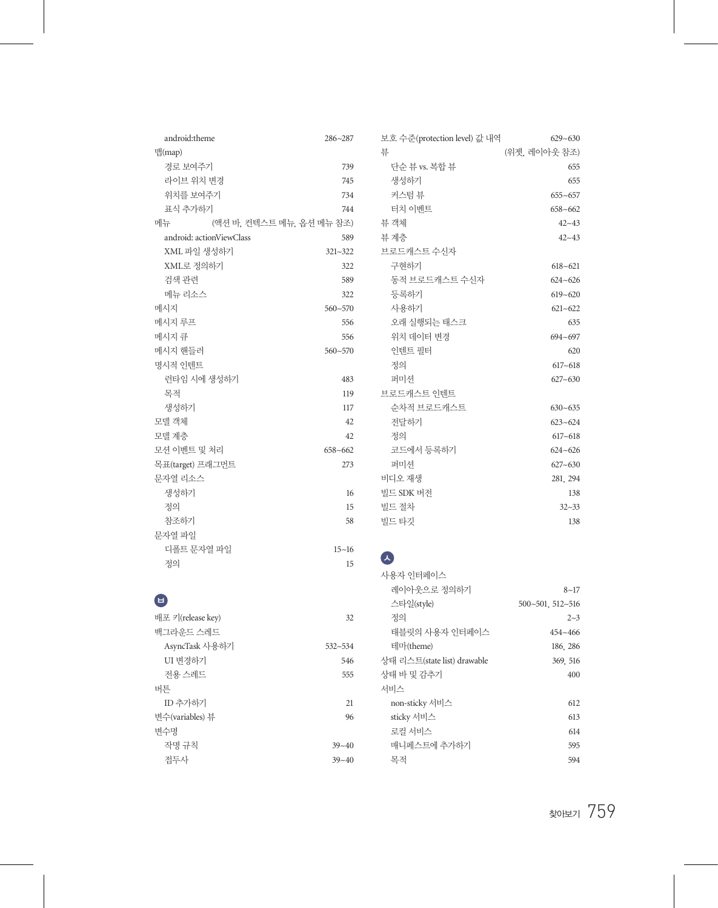android:theme 286~287

맵(map)

- 경로 보여주기 739
- 라이브 위치 변경 745
- 위치를 보여주기 734
- 표식 추가하기 744

메뉴 (액션 바, 컨텍스트 메뉴, 옵션 메뉴 참조)

- android: actionViewClass 589
- XML 파일 생성하기 321~322
- XML로 정의하기 322
- 검색 관련 589
- 메뉴 리소스 322

메시지 560~570

메시지 루프 556

메시지 큐 556

메시지 핸들러 560~570

명시적 인텐트

- 런타임 시에 생성하기 483
- 목적 119
- 생성하기 117

모델 객체 42

모델 계층 42

모션 이벤트 및 처리 658~662

목표(target) 프래그먼트 273

문자열 리소스

- 생성하기 16
- 정의 15
- 참조하기 58

문자열 파일

- 디폴트 문자열 파일 15~16
- 정의 15

## ㅂ

배포 키(release key) 32

백그라운드 스레드

- AsyncTask 사용하기 532~534
- UI 변경하기 546
- 전용 스레드 555

버튼

- ID 추가하기 21

변수(variables) 뷰 96

변수명

- 작명 규칙 39~40
- 접두사 39~40

보호 수준(protection level) 값 내역 629~630

뷰 (위젯, 레이아웃 참조)

- 단순 뷰 vs. 복합 뷰 655
- 생성하기 655
- 커스텀 뷰 655~657
- 터치 이벤트 658~662

뷰 객체 42~43

뷰 계층 42~43

브로드캐스트 수신자

- 구현하기 618~621
- 동적 브로드캐스트 수신자 624~626
- 등록하기 619~620
- 사용하기 621~622
- 오래 실행되는 태스크 635
- 위치 데이터 변경 694~697
- 인텐트 필터 620
- 정의 617~618
- 퍼미션 627~630

브로드캐스트 인텐트

- 순차적 브로드캐스트 630~635
- 전달하기 623~624
- 정의 617~618
- 코드에서 등록하기 624~626
- 퍼미션 627~630

비디오 재생 281, 294

빌드 SDK 버전 138

빌드 절차 32~33

빌드 타깃 138

## ㅅ

사용자 인터페이스

- 레이아웃으로 정의하기 8~17
- 스타일(style) 500~501, 512~516
- 정의 2~3
- 태블릿의 사용자 인터페이스 454~466
- 테마(theme) 186, 286

상태 리스트(state list) drawable 369, 516

상태 바 및 감추기 400

서비스

- non-sticky 서비스 612
- sticky 서비스 613
- 로컬 서비스 614
- 매니페스트에 추가하기 595
- 목적 594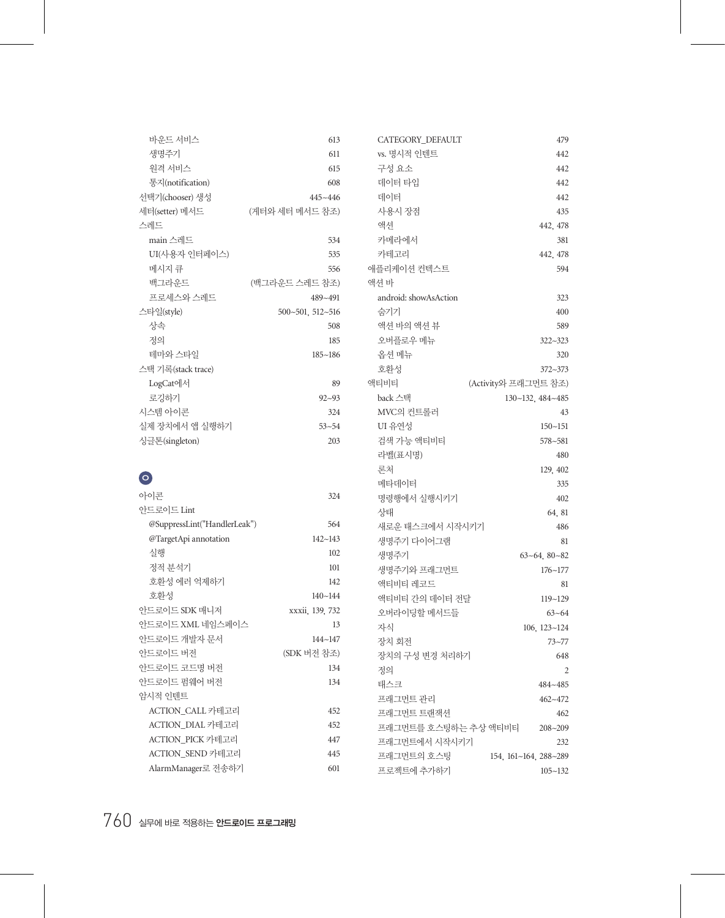- 바운드 서비스 613
- 생명주기 611
- 원격 서비스 615
- 통지(notification) 608

선택기(chooser) 생성 445~446

세터(setter) 메서드 (게터와 세터 메서드 참조)

스레드
- main 스레드 534
- UI(사용자 인터페이스) 535
- 메시지 큐 556
- 백그라운드 (백그라운드 스레드 참조)
- 프로세스와 스레드 489~491

스타일(style) 500~501, 512~516
- 상속 508
- 정의 185
- 테마와 스타일 185~186

스택 기록(stack trace)
- LogCat에서 89
- 로깅하기 92~93

시스템 아이콘 324

실제 장치에서 앱 실행하기 53~54

싱글톤(singleton) 203

## ㅇ

아이콘 324

안드로이드 Lint
- @SuppressLint("HandlerLeak") 564
- @TargetApi annotation 142~143
- 실행 102
- 정적 분석기 101
- 호환성 에러 억제하기 142
- 호환성 140~144

안드로이드 SDK 매니저 xxxii, 139, 732

안드로이드 XML 네임스페이스 13

안드로이드 개발자 문서 144~147

안드로이드 버전 (SDK 버전 참조)

안드로이드 코드명 버전 134

안드로이드 펌웨어 버전 134

암시적 인텐트
- ACTION_CALL 카테고리 452
- ACTION_DIAL 카테고리 452
- ACTION_PICK 카테고리 447
- ACTION_SEND 카테고리 445
- AlarmManager로 전송하기 601
- CATEGORY_DEFAULT 479
- vs. 명시적 인텐트 442
- 구성 요소 442
- 데이터 타입 442
- 데이터 442
- 사용시 장점 435
- 액션 442, 478
- 카메라에서 381
- 카테고리 442, 478

애플리케이션 컨텍스트 594

액션 바
- android: showAsAction 323
- 숨기기 400
- 액션 바의 액션 뷰 589
- 오버플로우 메뉴 322~323
- 옵션 메뉴 320
- 호환성 372~373

액티비티 (Activity와 프래그먼트 참조)
- back 스택 130~132, 484~485
- MVC의 컨트롤러 43
- UI 유연성 150~151
- 검색 가능 액티비티 578~581
- 라벨(표시명) 480
- 론처 129, 402
- 메타데이터 335
- 명령행에서 실행시키기 402
- 상태 64, 81
- 새로운 태스크에서 시작시키기 486
- 생명주기 다이어그램 81
- 생명주기 63~64, 80~82
- 생명주기와 프래그먼트 176~177
- 액티비티 레코드 81
- 액티비티 간의 데이터 전달 119~129
- 오버라이딩할 메서드들 63~64
- 자식 106, 123~124
- 장치 회전 73~77
- 장치의 구성 변경 처리하기 648
- 정의 2
- 태스크 484~485
- 프래그먼트 관리 462~472
- 프래그먼트 트랜잭션 462
- 프래그먼트를 호스팅하는 추상 액티비티 208~209
- 프래그먼트에서 시작시키기 232
- 프래그먼트의 호스팅 154, 161~164, 288~289
- 프로젝트에 추가하기 105~132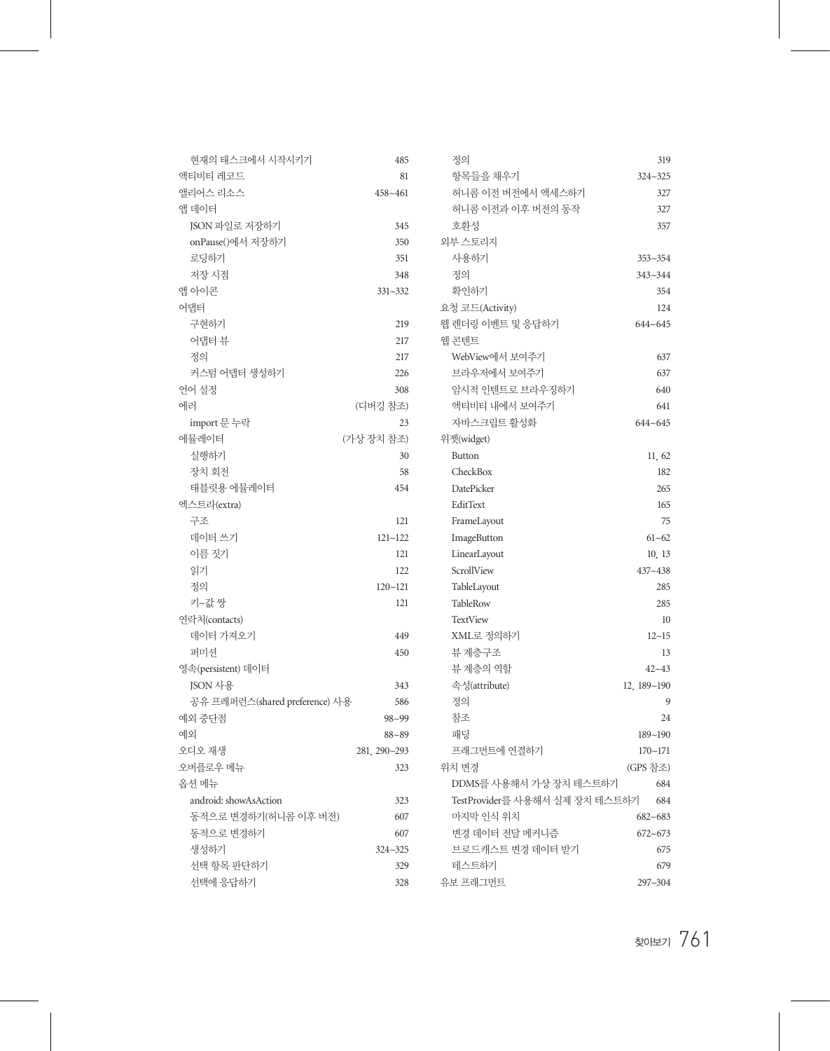- 현재의 태스크에서 시작시키기 485

액티비티 레코드 81

앨리어스 리소스 458~461

앱 데이터
- JSON 파일로 저장하기 345
- onPause()에서 저장하기 350
- 로딩하기 351
- 저장 시점 348

앱 아이콘 331~332

어댑터
- 구현하기 219
- 어댑터 뷰 217
- 정의 217
- 커스텀 어댑터 생성하기 226

언어 설정 308

에러 (디버깅 참조)
- import 문 누락 23

에뮬레이터 (가상 장치 참조)
- 실행하기 30
- 장치 회전 58
- 태블릿용 에뮬레이터 454

엑스트라(extra)
- 구조 121
- 데이터 쓰기 121~122
- 이름 짓기 121
- 읽기 122
- 정의 120~121
- 키-값 쌍 121

연락처(contacts)
- 데이터 가져오기 449
- 퍼미션 450

영속(persistent) 데이터
- JSON 사용 343
- 공유 프레퍼런스(shared preference) 사용 586

예외 중단점 98~99

예외 88~89

오디오 재생 281, 290~293

오버플로우 메뉴 323

옵션 메뉴
- android: showAsAction 323
- 동적으로 변경하기(허니콤 이후 버전) 607
- 동적으로 변경하기 607
- 생성하기 324~325
- 선택 항목 판단하기 329
- 선택에 응답하기 328
- 정의 319
- 항목들을 채우기 324~325
- 허니콤 이전 버전에서 액세스하기 327
- 허니콤 이전과 이후 버전의 동작 327
- 호환성 357

외부 스토리지
- 사용하기 353~354
- 정의 343~344
- 확인하기 354

요청 코드(Activity) 124

웹 렌더링 이벤트 및 응답하기 644~645

웹 콘텐트
- WebView에서 보여주기 637
- 브라우저에서 보여주기 637
- 암시적 인텐트로 브라우징하기 640
- 액티비티 내에서 보여주기 641
- 자바스크립트 활성화 644~645

위젯(widget)
- Button 11, 62
- CheckBox 182
- DatePicker 265
- EditText 165
- FrameLayout 75
- ImageButton 61~62
- LinearLayout 10, 13
- ScrollView 437~438
- TableLayout 285
- TableRow 285
- TextView 10
- XML로 정의하기 12~15
- 뷰 계층구조 13
- 뷰 계층의 역할 42~43
- 속성(attribute) 12, 189~190
- 정의 9
- 참조 24
- 패딩 189~190
- 프래그먼트에 연결하기 170~171

위치 변경 (GPS 참조)
- DDMS를 사용해서 가상 장치 테스트하기 684
- TestProvider를 사용해서 실제 장치 테스트하기 684
- 마지막 인식 위치 682~683
- 변경 데이터 전달 메커니즘 672~673
- 브로드캐스트 변경 데이터 받기 675
- 테스트하기 679

유보 프래그먼트 297~304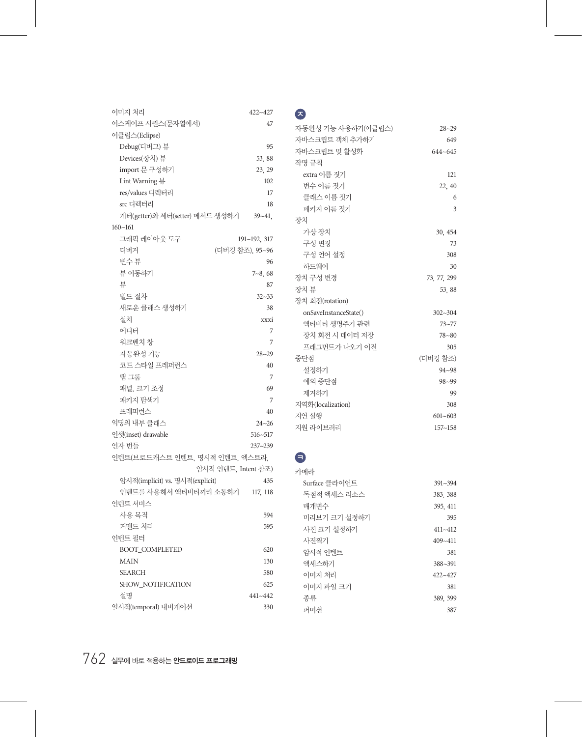이미지 처리 422~427
이스케이프 시퀀스(문자열에서) 47
이클립스(Eclipse)
- Debug(디버그) 뷰 95
- Devices(장치) 뷰 53, 88
- import 문 구성하기 23, 29
- Lint Warning 뷰 102
- res/values 디렉터리 17
- src 디렉터리 18
- 게터(getter)와 세터(setter) 메서드 생성하기 39~41, 160~161
- 그래픽 레이아웃 도구 191~192, 317
- 디버거 (디버깅 참조), 95~96
- 변수 뷰 96
- 뷰 이동하기 7~8, 68
- 뷰 87
- 빌드 절차 32~33
- 새로운 클래스 생성하기 38
- 설치 xxxi
- 에디터 7
- 워크벤치 창 7
- 자동완성 기능 28~29
- 코드 스타일 프레퍼런스 40
- 탭 그룹 7
- 패널, 크기 조정 69
- 패키지 탐색기 7
- 프레퍼런스 40

익명의 내부 클래스 24~26
인셋(inset) drawable 516~517
인자 번들 237~239
인텐트(브로드캐스트 인텐트, 명시적 인텐트, 엑스트라, 암시적 인텐트, Intent 참조)
- 암시적(implicit) vs. 명시적(explicit) 435
- 인텐트를 사용해서 액티비티끼리 소통하기 117, 118

인텐트 서비스
- 사용 목적 594
- 커맨드 처리 595

인텐트 필터
- BOOT_COMPLETED 620
- MAIN 130
- SEARCH 580
- SHOW_NOTIFICATION 625
- 설명 441~442

일시적(temporal) 내비게이션 330

## ㅈ

자동완성 기능 사용하기(이클립스) 28~29
자바스크립트 객체 추가하기 649
자바스크립트 및 활성화 644~645
작명 규칙
- extra 이름 짓기 121
- 변수 이름 짓기 22, 40
- 클래스 이름 짓기 6
- 패키지 이름 짓기 3

장치
- 가상 장치 30, 454
- 구성 변경 73
- 구성 언어 설정 308
- 하드웨어 30

장치 구성 변경 73, 77, 299
장치 뷰 53, 88
장치 회전(rotation)
- onSaveInstanceState() 302~304
- 액티비티 생명주기 관련 73~77
- 장치 회전 시 데이터 저장 78~80
- 프레그먼트가 나오기 이전 305

중단점 (디버깅 참조)
- 설정하기 94~98
- 예외 중단점 98~99
- 제거하기 99

지역화(localization) 308
지연 실행 601~603
지원 라이브러리 157~158

## ㅋ

카메라
- Surface 클라이언트 391~394
- 독점적 액세스 리소스 383, 388
- 매개변수 395, 411
- 미리보기 크기 설정하기 395
- 사진 크기 설정하기 411~412
- 사진찍기 409~411
- 암시적 인텐트 381
- 액세스하기 388~391
- 이미지 처리 422~427
- 이미지 파일 크기 381
- 종류 389, 399
- 퍼미션 387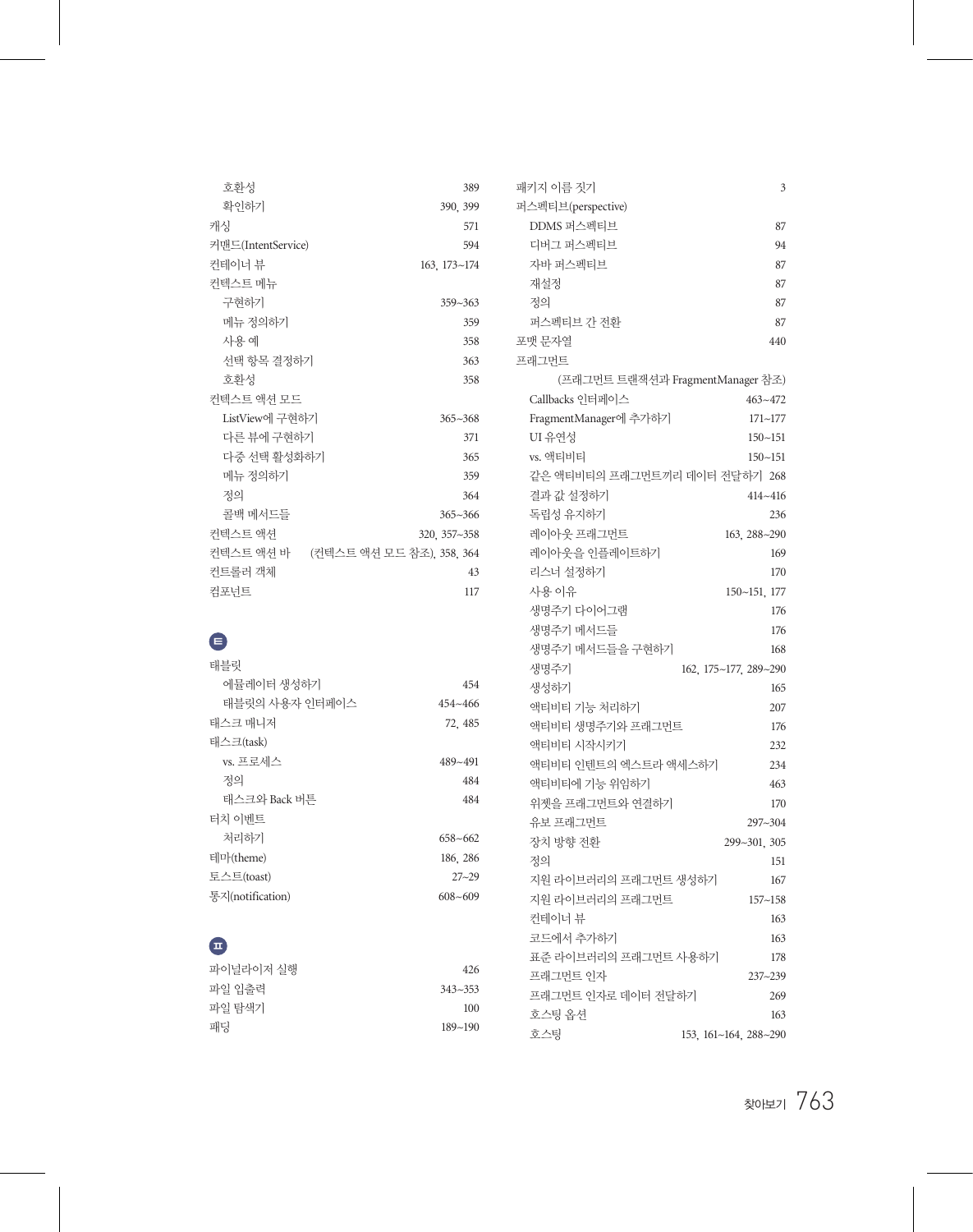호환성 389
확인하기 390, 399

캐싱 571

커맨드(IntentService) 594

컨테이너 뷰 163, 173~174

컨텍스트 메뉴
- 구현하기 359~363
- 메뉴 정의하기 359
- 사용 예 358
- 선택 항목 결정하기 363
- 호환성 358

컨텍스트 액션 모드
- ListView에 구현하기 365~368
- 다른 뷰에 구현하기 371
- 다중 선택 활성화하기 365
- 메뉴 정의하기 359
- 정의 364
- 콜백 메서드들 365~366

컨텍스트 액션 320, 357~358

컨텍스트 액션 바 (컨텍스트 액션 모드 참조), 358, 364

컨트롤러 객체 43

컴포넌트 117

## ㅌ

태블릿
- 에뮬레이터 생성하기 454
- 태블릿의 사용자 인터페이스 454~466

태스크 매니저 72, 485

태스크(task)
- vs. 프로세스 489~491
- 정의 484
- 태스크와 Back 버튼 484

터치 이벤트
- 처리하기 658~662

테마(theme) 186, 286

토스트(toast) 27~29

통지(notification) 608~609

## ㅍ

파이널라이저 실행 426

파일 입출력 343~353

파일 탐색기 100

패딩 189~190

패키지 이름 짓기 3

퍼스펙티브(perspective)
- DDMS 퍼스펙티브 87
- 디버그 퍼스펙티브 94
- 자바 퍼스펙티브 87
- 재설정 87
- 정의 87
- 퍼스펙티브 간 전환 87

포맷 문자열 440

프래그먼트
- (프래그먼트 트랜잭션과 FragmentManager 참조)
- Callbacks 인터페이스 463~472
- FragmentManager에 추가하기 171~177
- UI 유연성 150~151
- vs. 액티비티 150~151
- 같은 액티비티의 프래그먼트끼리 데이터 전달하기 268
- 결과 값 설정하기 414~416
- 독립성 유지하기 236
- 레이아웃 프래그먼트 163, 288~290
- 레이아웃을 인플레이트하기 169
- 리스너 설정하기 170
- 사용 이유 150~151, 177
- 생명주기 다이어그램 176
- 생명주기 메서드들 176
- 생명주기 메서드들을 구현하기 168
- 생명주기 162, 175~177, 289~290
- 생성하기 165
- 액티비티 기능 처리하기 207
- 액티비티 생명주기와 프래그먼트 176
- 액티비티 시작시키기 232
- 액티비티 인텐트의 엑스트라 액세스하기 234
- 액티비티에 기능 위임하기 463
- 위젯을 프래그먼트와 연결하기 170
- 유보 프래그먼트 297~304
- 장치 방향 전환 299~301, 305
- 정의 151
- 지원 라이브러리의 프래그먼트 생성하기 167
- 지원 라이브러리의 프래그먼트 157~158
- 컨테이너 뷰 163
- 코드에서 추가하기 163
- 표준 라이브러리의 프래그먼트 사용하기 178
- 프래그먼트 인자 237~239
- 프래그먼트 인자로 데이터 전달하기 269
- 호스팅 옵션 163
- 호스팅 153, 161~164, 288~290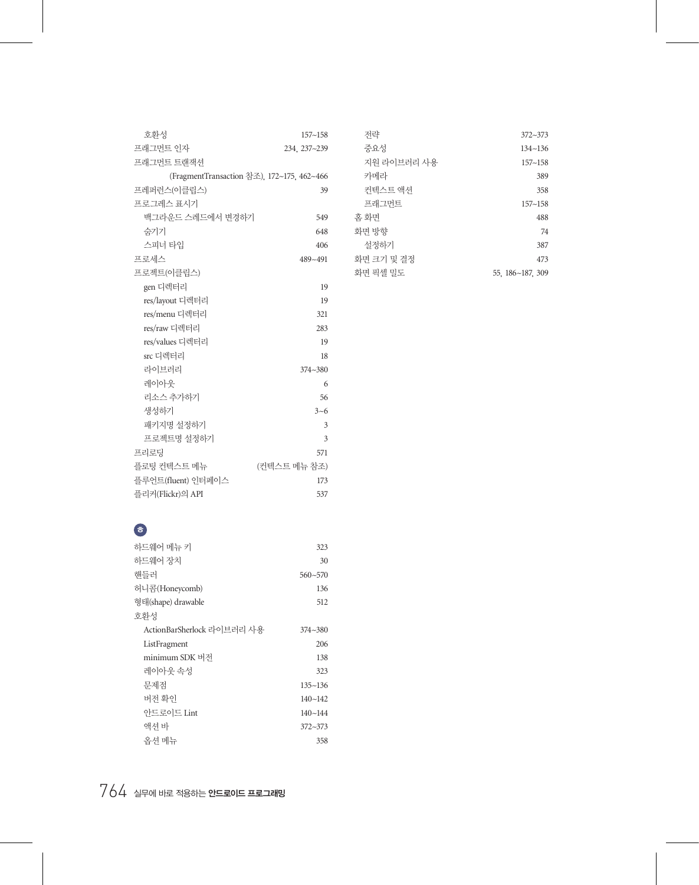호환성 157~158
프래그먼트 인자 234, 237~239
프래그먼트 트랜잭션
(FragmentTransaction 참조), 172~175, 462~466
프레퍼런스(이클립스) 39
프로그레스 표시기
백그라운드 스레드에서 변경하기 549
숨기기 648
스피너 타입 406
프로세스 489~491
프로젝트(이클립스)
gen 디렉터리 19
res/layout 디렉터리 19
res/menu 디렉터리 321
res/raw 디렉터리 283
res/values 디렉터리 19
src 디렉터리 18
라이브러리 374~380
레이아웃 6
리소스 추가하기 56
생성하기 3~6
패키지명 설정하기 3
프로젝트명 설정하기 3
프리로딩 571
플로팅 컨텍스트 메뉴 (컨텍스트 메뉴 참조)
플루언트(fluent) 인터페이스 173
플리커(Flickr)의 API 537

## ㅎ

하드웨어 메뉴 키 323
하드웨어 장치 30
핸들러 560~570
허니콤(Honeycomb) 136
형태(shape) drawable 512
호환성
ActionBarSherlock 라이브러리 사용 374~380
ListFragment 206
minimum SDK 버전 138
레이아웃 속성 323
문제점 135~136
버전 확인 140~142
안드로이드 Lint 140~144
액션 바 372~373
옵션 메뉴 358
전략 372~373
중요성 134~136
지원 라이브러리 사용 157~158
카메라 389
컨텍스트 액션 358
프래그먼트 157~158
홈 화면 488
화면 방향 74
설정하기 387
화면 크기 및 결정 473
화면 픽셀 밀도 55, 186~187, 309